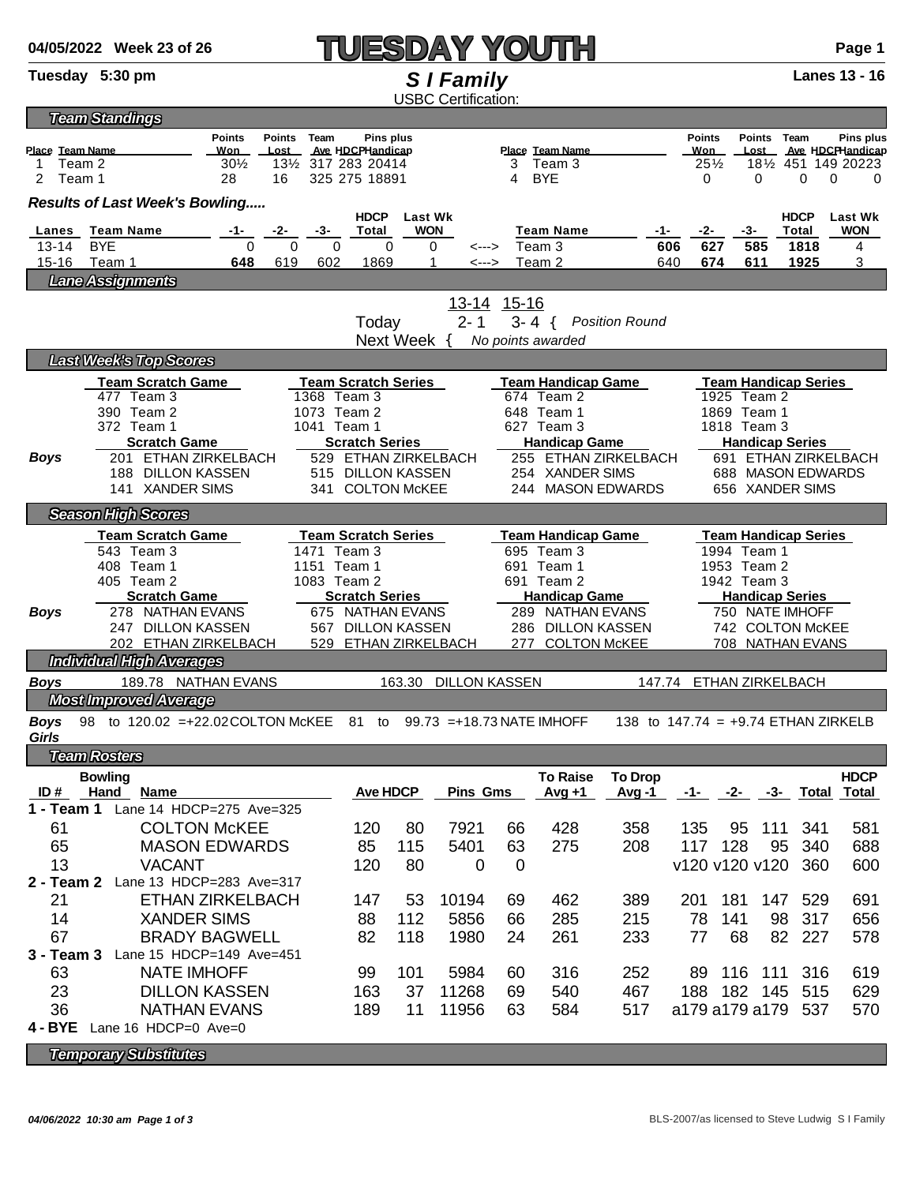04/05/2022 Week 23 of 26

# TUESDAY YOUTH

Tuesday 5:30 pm

## S I Family

USBC Certification:

Lanes 13 - 16

### Team Standings

| Place | Team Name | Points Won | Points Lost | Team Ave | HDCP | Pins plus Handicap | Place | Team Name | Points Won | Points Lost | Team Ave | HDCP | Pins plus Handicap |
|---|---|---|---|---|---|---|---|---|---|---|---|---|---|
| 1 | Team 2 | 30½ | 13½ | 317 | 283 | 20414 | 3 | Team 3 | 25½ | 18½ | 451 | 149 | 20223 |
| 2 | Team 1 | 28 | 16 | 325 | 275 | 18891 | 4 | BYE | 0 | 0 | 0 | 0 | 0 |

### Results of Last Week's Bowling.....

| Lanes | Team Name | -1- | -2- | -3- | HDCP Total | Last Wk WON | | Team Name | -1- | -2- | -3- | HDCP Total | Last Wk WON |
|---|---|---|---|---|---|---|---|---|---|---|---|---|---|
| 13-14 | BYE | 0 | 0 | 0 | 0 | 0 | <---> | Team 3 | **606** | **627** | **585** | **1818** | 4 |
| 15-16 | Team 1 | **648** | 619 | 602 | 1869 | 1 | <---> | Team 2 | 640 | **674** | **611** | **1925** | 3 |

### Lane Assignments

| | 13-14 | 15-16 | |
|---|---|---|---|
| Today | 2- 1 | 3- 4 | { *Position Round* |
| Next Week { | *No points awarded* | | |

### Last Week's Top Scores

| | Team Scratch Game | Team Scratch Series | Team Handicap Game | Team Handicap Series |
|---|---|---|---|---|
| | 477 Team 3 | 1368 Team 3 | 674 Team 2 | 1925 Team 2 |
| | 390 Team 2 | 1073 Team 2 | 648 Team 1 | 1869 Team 1 |
| | 372 Team 1 | 1041 Team 1 | 627 Team 3 | 1818 Team 3 |
| | **Scratch Game** | **Scratch Series** | **Handicap Game** | **Handicap Series** |
| *Boys* | 201 ETHAN ZIRKELBACH | 529 ETHAN ZIRKELBACH | 255 ETHAN ZIRKELBACH | 691 ETHAN ZIRKELBACH |
| | 188 DILLON KASSEN | 515 DILLON KASSEN | 254 XANDER SIMS | 688 MASON EDWARDS |
| | 141 XANDER SIMS | 341 COLTON McKEE | 244 MASON EDWARDS | 656 XANDER SIMS |

### Season High Scores

| | Team Scratch Game | Team Scratch Series | Team Handicap Game | Team Handicap Series |
|---|---|---|---|---|
| | 543 Team 3 | 1471 Team 3 | 695 Team 3 | 1994 Team 1 |
| | 408 Team 1 | 1151 Team 1 | 691 Team 1 | 1953 Team 2 |
| | 405 Team 2 | 1083 Team 2 | 691 Team 2 | 1942 Team 3 |
| | **Scratch Game** | **Scratch Series** | **Handicap Game** | **Handicap Series** |
| *Boys* | 278 NATHAN EVANS | 675 NATHAN EVANS | 289 NATHAN EVANS | 750 NATE IMHOFF |
| | 247 DILLON KASSEN | 567 DILLON KASSEN | 286 DILLON KASSEN | 742 COLTON McKEE |
| | 202 ETHAN ZIRKELBACH | 529 ETHAN ZIRKELBACH | 277 COLTON McKEE | 708 NATHAN EVANS |

### Individual High Averages

*Boys* 189.78 NATHAN EVANS | 163.30 DILLON KASSEN | 147.74 ETHAN ZIRKELBACH

### Most Improved Average

*Boys* 98 to 120.02 =+22.02 COLTON McKEE | 81 to 99.73 =+18.73 NATE IMHOFF | 138 to 147.74 = +9.74 ETHAN ZIRKELB

*Girls*

### Team Rosters

| ID # | Bowling Hand | Name | Ave | HDCP | Pins | Gms | To Raise Avg +1 | To Drop Avg -1 | -1- | -2- | -3- | Total | HDCP Total |
|---|---|---|---|---|---|---|---|---|---|---|---|---|---|
| **1 - Team 1** | | Lane 14 HDCP=275 Ave=325 | | | | | | | | | | | |
| 61 | | COLTON McKEE | 120 | 80 | 7921 | 66 | 428 | 358 | 135 | 95 | 111 | 341 | 581 |
| 65 | | MASON EDWARDS | 85 | 115 | 5401 | 63 | 275 | 208 | 117 | 128 | 95 | 340 | 688 |
| 13 | | VACANT | 120 | 80 | 0 | 0 | | | v120 | v120 | v120 | 360 | 600 |
| **2 - Team 2** | | Lane 13 HDCP=283 Ave=317 | | | | | | | | | | | |
| 21 | | ETHAN ZIRKELBACH | 147 | 53 | 10194 | 69 | 462 | 389 | 201 | 181 | 147 | 529 | 691 |
| 14 | | XANDER SIMS | 88 | 112 | 5856 | 66 | 285 | 215 | 78 | 141 | 98 | 317 | 656 |
| 67 | | BRADY BAGWELL | 82 | 118 | 1980 | 24 | 261 | 233 | 77 | 68 | 82 | 227 | 578 |
| **3 - Team 3** | | Lane 15 HDCP=149 Ave=451 | | | | | | | | | | | |
| 63 | | NATE IMHOFF | 99 | 101 | 5984 | 60 | 316 | 252 | 89 | 116 | 111 | 316 | 619 |
| 23 | | DILLON KASSEN | 163 | 37 | 11268 | 69 | 540 | 467 | 188 | 182 | 145 | 515 | 629 |
| 36 | | NATHAN EVANS | 189 | 11 | 11956 | 63 | 584 | 517 | a179 | a179 | a179 | 537 | 570 |
| **4 - BYE** | | Lane 16 HDCP=0 Ave=0 | | | | | | | | | | | |

### Temporary Substitutes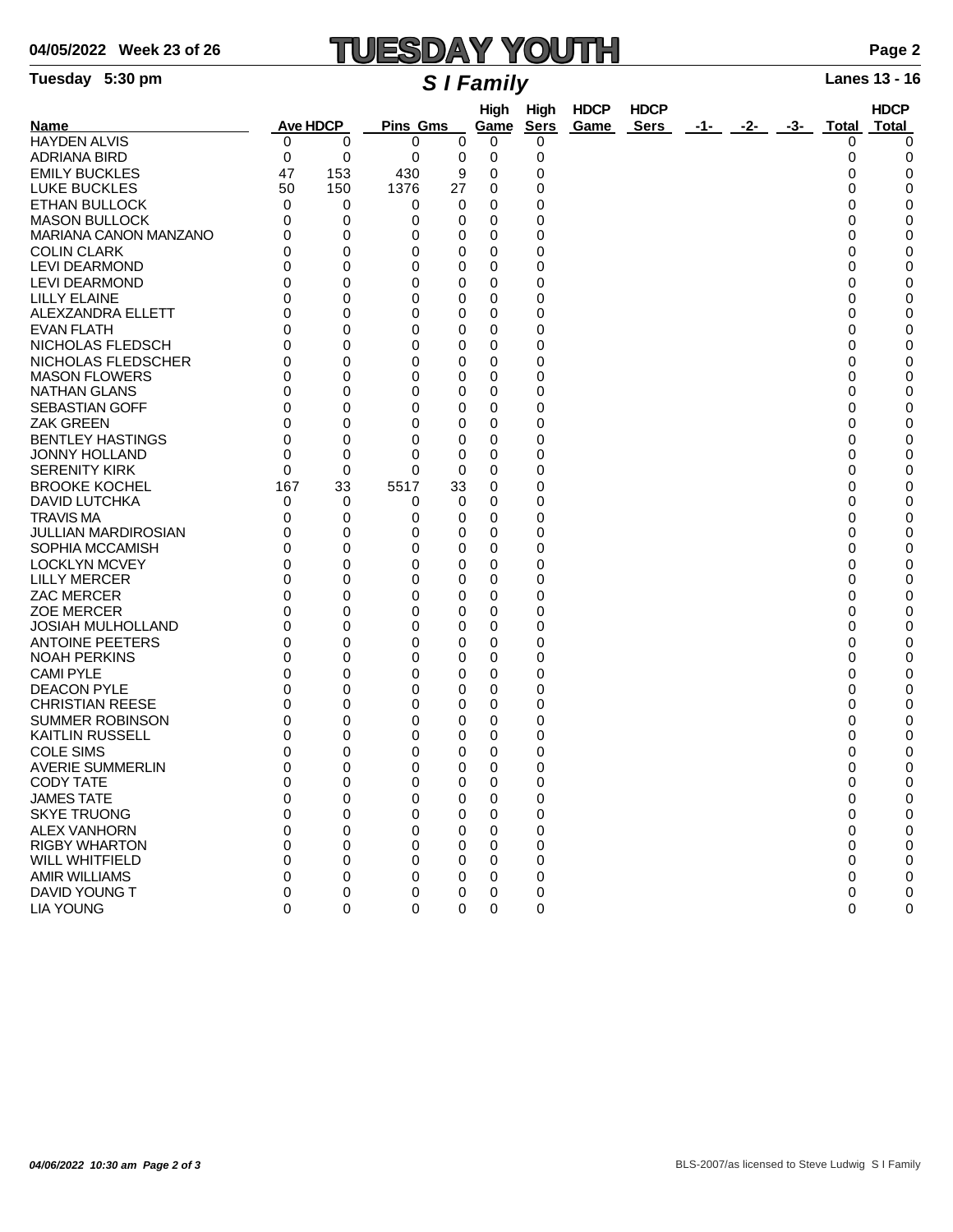# TUESDAY YOUTH

04/05/2022 Week 23 of 26

Tuesday 5:30 pm

## *S I Family*

Lanes 13 - 16

| Name | Ave | HDCP | Pins | Gms | High Game | High Sers | HDCP Game | HDCP Sers | -1- | -2- | -3- | Total | HDCP Total |
|---|---|---|---|---|---|---|---|---|---|---|---|---|---|
| HAYDEN ALVIS | 0 | 0 | 0 | 0 | 0 | 0 | | | | | | 0 | 0 |
| ADRIANA BIRD | 0 | 0 | 0 | 0 | 0 | 0 | | | | | | 0 | 0 |
| EMILY BUCKLES | 47 | 153 | 430 | 9 | 0 | 0 | | | | | | 0 | 0 |
| LUKE BUCKLES | 50 | 150 | 1376 | 27 | 0 | 0 | | | | | | 0 | 0 |
| ETHAN BULLOCK | 0 | 0 | 0 | 0 | 0 | 0 | | | | | | 0 | 0 |
| MASON BULLOCK | 0 | 0 | 0 | 0 | 0 | 0 | | | | | | 0 | 0 |
| MARIANA CANON MANZANO | 0 | 0 | 0 | 0 | 0 | 0 | | | | | | 0 | 0 |
| COLIN CLARK | 0 | 0 | 0 | 0 | 0 | 0 | | | | | | 0 | 0 |
| LEVI DEARMOND | 0 | 0 | 0 | 0 | 0 | 0 | | | | | | 0 | 0 |
| LEVI DEARMOND | 0 | 0 | 0 | 0 | 0 | 0 | | | | | | 0 | 0 |
| LILLY ELAINE | 0 | 0 | 0 | 0 | 0 | 0 | | | | | | 0 | 0 |
| ALEXZANDRA ELLETT | 0 | 0 | 0 | 0 | 0 | 0 | | | | | | 0 | 0 |
| EVAN FLATH | 0 | 0 | 0 | 0 | 0 | 0 | | | | | | 0 | 0 |
| NICHOLAS FLEDSCH | 0 | 0 | 0 | 0 | 0 | 0 | | | | | | 0 | 0 |
| NICHOLAS FLEDSCHER | 0 | 0 | 0 | 0 | 0 | 0 | | | | | | 0 | 0 |
| MASON FLOWERS | 0 | 0 | 0 | 0 | 0 | 0 | | | | | | 0 | 0 |
| NATHAN GLANS | 0 | 0 | 0 | 0 | 0 | 0 | | | | | | 0 | 0 |
| SEBASTIAN GOFF | 0 | 0 | 0 | 0 | 0 | 0 | | | | | | 0 | 0 |
| ZAK GREEN | 0 | 0 | 0 | 0 | 0 | 0 | | | | | | 0 | 0 |
| BENTLEY HASTINGS | 0 | 0 | 0 | 0 | 0 | 0 | | | | | | 0 | 0 |
| JONNY HOLLAND | 0 | 0 | 0 | 0 | 0 | 0 | | | | | | 0 | 0 |
| SERENITY KIRK | 0 | 0 | 0 | 0 | 0 | 0 | | | | | | 0 | 0 |
| BROOKE KOCHEL | 167 | 33 | 5517 | 33 | 0 | 0 | | | | | | 0 | 0 |
| DAVID LUTCHKA | 0 | 0 | 0 | 0 | 0 | 0 | | | | | | 0 | 0 |
| TRAVIS MA | 0 | 0 | 0 | 0 | 0 | 0 | | | | | | 0 | 0 |
| JULLIAN MARDIROSIAN | 0 | 0 | 0 | 0 | 0 | 0 | | | | | | 0 | 0 |
| SOPHIA MCCAMISH | 0 | 0 | 0 | 0 | 0 | 0 | | | | | | 0 | 0 |
| LOCKLYN MCVEY | 0 | 0 | 0 | 0 | 0 | 0 | | | | | | 0 | 0 |
| LILLY MERCER | 0 | 0 | 0 | 0 | 0 | 0 | | | | | | 0 | 0 |
| ZAC MERCER | 0 | 0 | 0 | 0 | 0 | 0 | | | | | | 0 | 0 |
| ZOE MERCER | 0 | 0 | 0 | 0 | 0 | 0 | | | | | | 0 | 0 |
| JOSIAH MULHOLLAND | 0 | 0 | 0 | 0 | 0 | 0 | | | | | | 0 | 0 |
| ANTOINE PEETERS | 0 | 0 | 0 | 0 | 0 | 0 | | | | | | 0 | 0 |
| NOAH PERKINS | 0 | 0 | 0 | 0 | 0 | 0 | | | | | | 0 | 0 |
| CAMI PYLE | 0 | 0 | 0 | 0 | 0 | 0 | | | | | | 0 | 0 |
| DEACON PYLE | 0 | 0 | 0 | 0 | 0 | 0 | | | | | | 0 | 0 |
| CHRISTIAN REESE | 0 | 0 | 0 | 0 | 0 | 0 | | | | | | 0 | 0 |
| SUMMER ROBINSON | 0 | 0 | 0 | 0 | 0 | 0 | | | | | | 0 | 0 |
| KAITLIN RUSSELL | 0 | 0 | 0 | 0 | 0 | 0 | | | | | | 0 | 0 |
| COLE SIMS | 0 | 0 | 0 | 0 | 0 | 0 | | | | | | 0 | 0 |
| AVERIE SUMMERLIN | 0 | 0 | 0 | 0 | 0 | 0 | | | | | | 0 | 0 |
| CODY TATE | 0 | 0 | 0 | 0 | 0 | 0 | | | | | | 0 | 0 |
| JAMES TATE | 0 | 0 | 0 | 0 | 0 | 0 | | | | | | 0 | 0 |
| SKYE TRUONG | 0 | 0 | 0 | 0 | 0 | 0 | | | | | | 0 | 0 |
| ALEX VANHORN | 0 | 0 | 0 | 0 | 0 | 0 | | | | | | 0 | 0 |
| RIGBY WHARTON | 0 | 0 | 0 | 0 | 0 | 0 | | | | | | 0 | 0 |
| WILL WHITFIELD | 0 | 0 | 0 | 0 | 0 | 0 | | | | | | 0 | 0 |
| AMIR WILLIAMS | 0 | 0 | 0 | 0 | 0 | 0 | | | | | | 0 | 0 |
| DAVID YOUNG T | 0 | 0 | 0 | 0 | 0 | 0 | | | | | | 0 | 0 |
| LIA YOUNG | 0 | 0 | 0 | 0 | 0 | 0 | | | | | | 0 | 0 |

*04/06/2022 10:30 am*

BLS-2007/as licensed to Steve Ludwig S I Family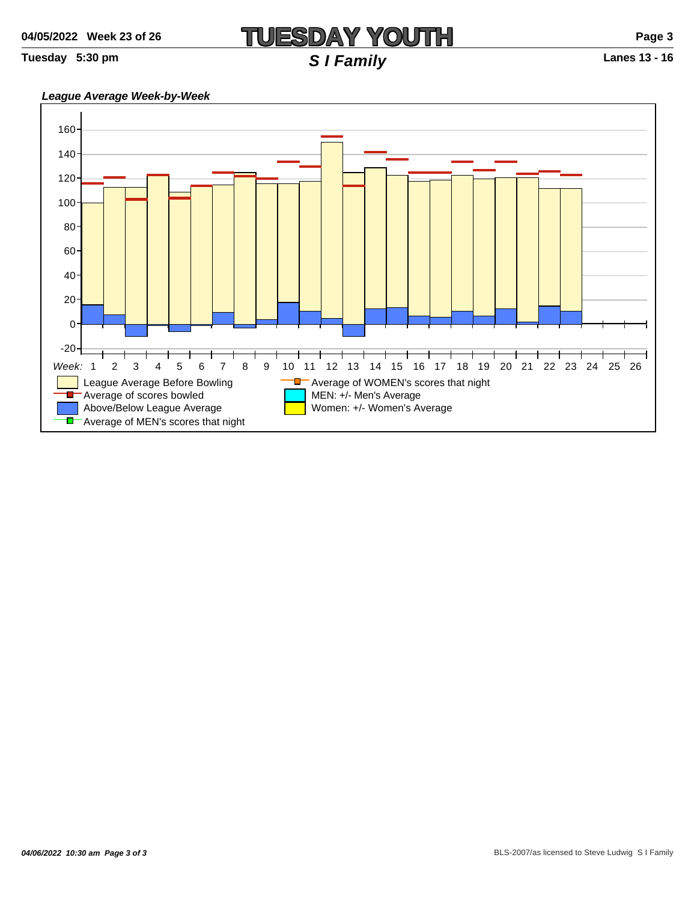# TUESDAY YOUTH

04/05/2022 Week 23 of 26

Tuesday 5:30 pm

## *S I Family*

Lanes 13 - 16

***League Average Week-by-Week***

160
140
120
100
80
60
40
20
0
-20

*Week:* 1 2 3 4 5 6 7 8 9 10 11 12 13 14 15 16 17 18 19 20 21 22 23 24 25 26

League Average Before Bowling
Average of scores bowled
Above/Below League Average
Average of MEN's scores that night
Average of WOMEN's scores that night
MEN: +/- Men's Average
Women: +/- Women's Average

*04/06/2022 10:30 am Page 3 of 3*

BLS-2007/as licensed to Steve Ludwig S I Family